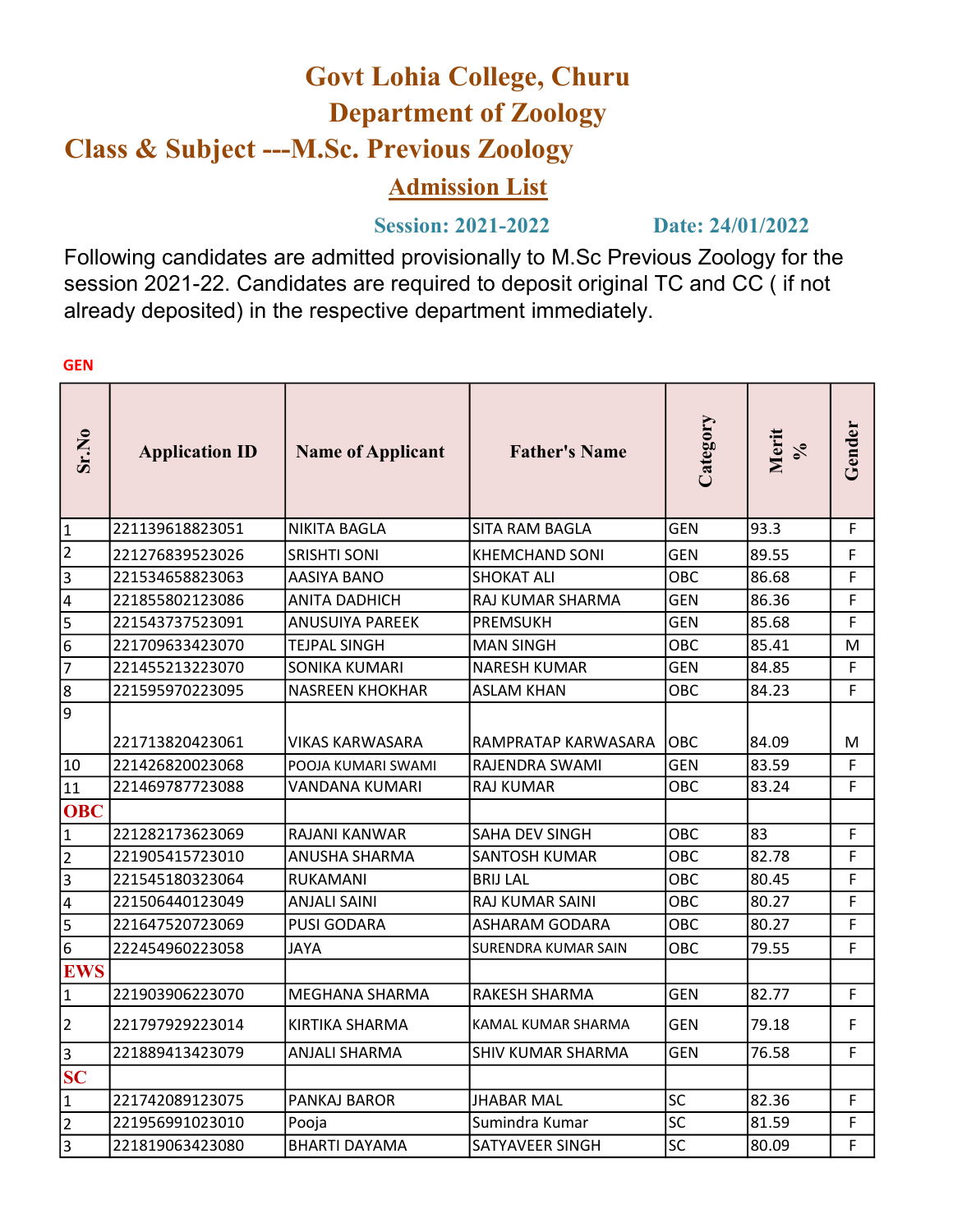# Govt Lohia College, Churu

## Department of Zoology

## Class & Subject ---M.Sc. Previous Zoology

### Admission List

**Session: 2021-2022** **Date: 24/01/2022**

Following candidates are admitted provisionally to M.Sc Previous Zoology for the session 2021-22. Candidates are required to deposit original TC and CC ( if not already deposited) in the respective department immediately.

**GEN**

| Sr.No | Application ID | Name of Applicant | Father's Name | Category | Merit % | Gender |
|---|---|---|---|---|---|---|
| 1 | 221139618823051 | NIKITA BAGLA | SITA RAM BAGLA | GEN | 93.3 | F |
| 2 | 221276839523026 | SRISHTI SONI | KHEMCHAND SONI | GEN | 89.55 | F |
| 3 | 221534658823063 | AASIYA BANO | SHOKAT ALI | OBC | 86.68 | F |
| 4 | 221855802123086 | ANITA DADHICH | RAJ KUMAR SHARMA | GEN | 86.36 | F |
| 5 | 221543737523091 | ANUSUIYA PAREEK | PREMSUKH | GEN | 85.68 | F |
| 6 | 221709633423070 | TEJPAL SINGH | MAN SINGH | OBC | 85.41 | M |
| 7 | 221455213223070 | SONIKA KUMARI | NARESH KUMAR | GEN | 84.85 | F |
| 8 | 221595970223095 | NASREEN KHOKHAR | ASLAM KHAN | OBC | 84.23 | F |
| 9 | 221713820423061 | VIKAS KARWASARA | RAMPRATAP KARWASARA | OBC | 84.09 | M |
| 10 | 221426820023068 | POOJA KUMARI SWAMI | RAJENDRA SWAMI | GEN | 83.59 | F |
| 11 | 221469787723088 | VANDANA KUMARI | RAJ KUMAR | OBC | 83.24 | F |
| **OBC** | | | | | | |
| 1 | 221282173623069 | RAJANI KANWAR | SAHA DEV SINGH | OBC | 83 | F |
| 2 | 221905415723010 | ANUSHA SHARMA | SANTOSH KUMAR | OBC | 82.78 | F |
| 3 | 221545180323064 | RUKAMANI | BRIJ LAL | OBC | 80.45 | F |
| 4 | 221506440123049 | ANJALI SAINI | RAJ KUMAR SAINI | OBC | 80.27 | F |
| 5 | 221647520723069 | PUSI GODARA | ASHARAM GODARA | OBC | 80.27 | F |
| 6 | 222454960223058 | JAYA | SURENDRA KUMAR SAIN | OBC | 79.55 | F |
| **EWS** | | | | | | |
| 1 | 221903906223070 | MEGHANA SHARMA | RAKESH SHARMA | GEN | 82.77 | F |
| 2 | 221797929223014 | KIRTIKA SHARMA | KAMAL KUMAR SHARMA | GEN | 79.18 | F |
| 3 | 221889413423079 | ANJALI SHARMA | SHIV KUMAR SHARMA | GEN | 76.58 | F |
| **SC** | | | | | | |
| 1 | 221742089123075 | PANKAJ BAROR | JHABAR MAL | SC | 82.36 | F |
| 2 | 221956991023010 | Pooja | Sumindra Kumar | SC | 81.59 | F |
| 3 | 221819063423080 | BHARTI DAYAMA | SATYAVEER SINGH | SC | 80.09 | F |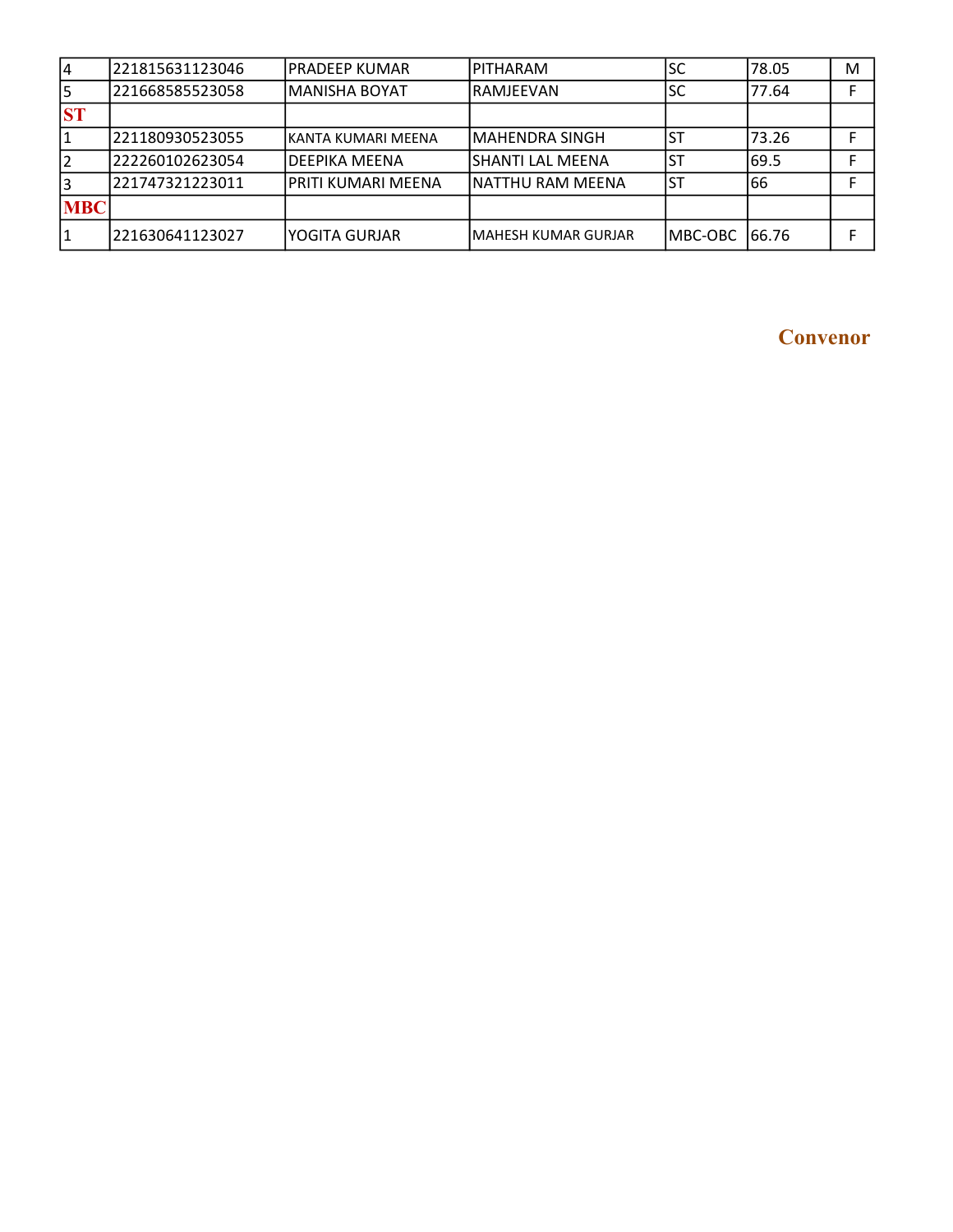| | | | | | | |
|---|---|---|---|---|---|---|
| 4 | 221815631123046 | PRADEEP KUMAR | PITHARAM | SC | 78.05 | M |
| 5 | 221668585523058 | MANISHA BOYAT | RAMJEEVAN | SC | 77.64 | F |
| **ST** | | | | | | |
| 1 | 221180930523055 | KANTA KUMARI MEENA | MAHENDRA SINGH | ST | 73.26 | F |
| 2 | 222260102623054 | DEEPIKA MEENA | SHANTI LAL MEENA | ST | 69.5 | F |
| 3 | 221747321223011 | PRITI KUMARI MEENA | NATTHU RAM MEENA | ST | 66 | F |
| **MBC** | | | | | | |
| 1 | 221630641123027 | YOGITA GURJAR | MAHESH KUMAR GURJAR | MBC-OBC | 66.76 | F |

**Convenor**